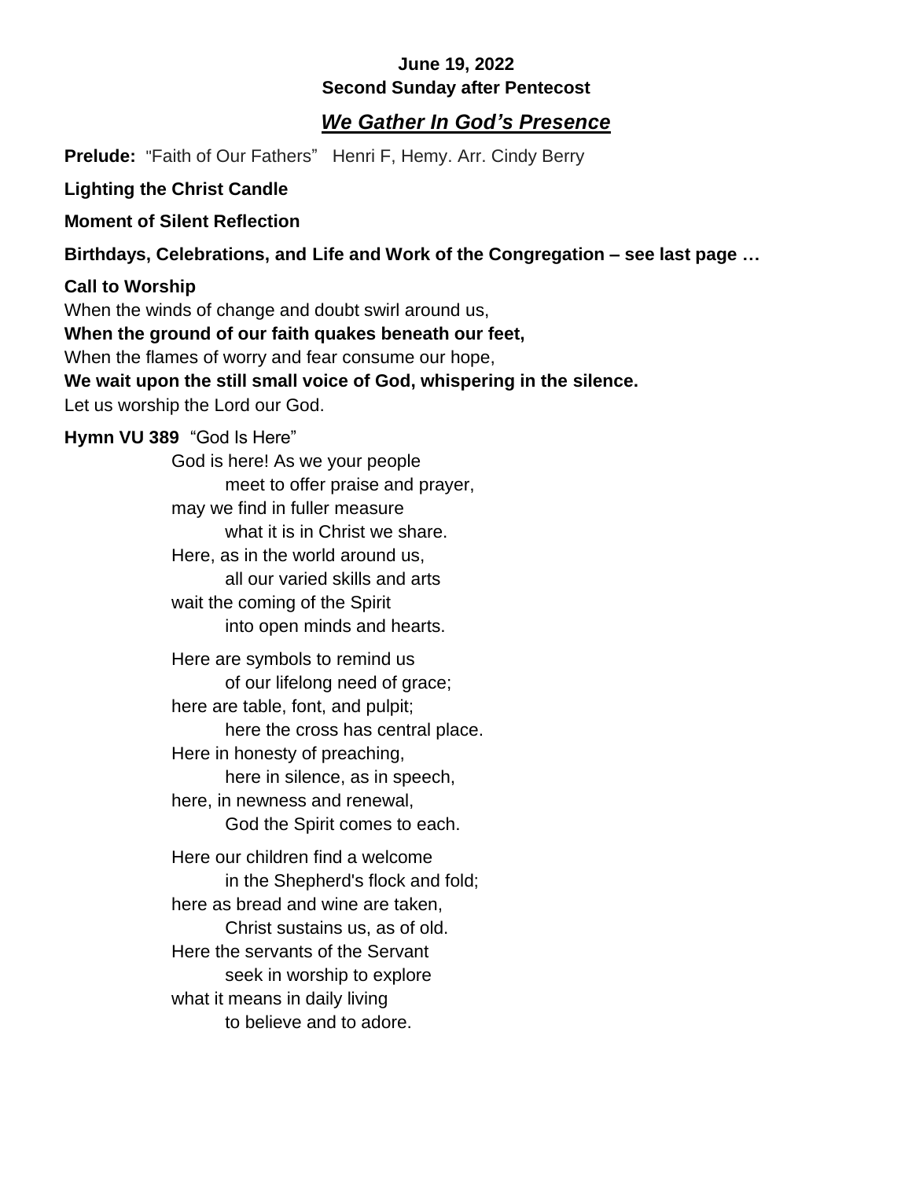**June 19, 2022**
**Second Sunday after Pentecost**

## ***We Gather In God's Presence***

**Prelude:** "Faith of Our Fathers" Henri F, Hemy. Arr. Cindy Berry

**Lighting the Christ Candle**

**Moment of Silent Reflection**

**Birthdays, Celebrations, and Life and Work of the Congregation – see last page …**

**Call to Worship**
When the winds of change and doubt swirl around us,
**When the ground of our faith quakes beneath our feet,**
When the flames of worry and fear consume our hope,
**We wait upon the still small voice of God, whispering in the silence.**
Let us worship the Lord our God.

**Hymn VU 389** "God Is Here"

God is here! As we your people
meet to offer praise and prayer,
may we find in fuller measure
what it is in Christ we share.
Here, as in the world around us,
all our varied skills and arts
wait the coming of the Spirit
into open minds and hearts.

Here are symbols to remind us
of our lifelong need of grace;
here are table, font, and pulpit;
here the cross has central place.
Here in honesty of preaching,
here in silence, as in speech,
here, in newness and renewal,
God the Spirit comes to each.

Here our children find a welcome
in the Shepherd's flock and fold;
here as bread and wine are taken,
Christ sustains us, as of old.
Here the servants of the Servant
seek in worship to explore
what it means in daily living
to believe and to adore.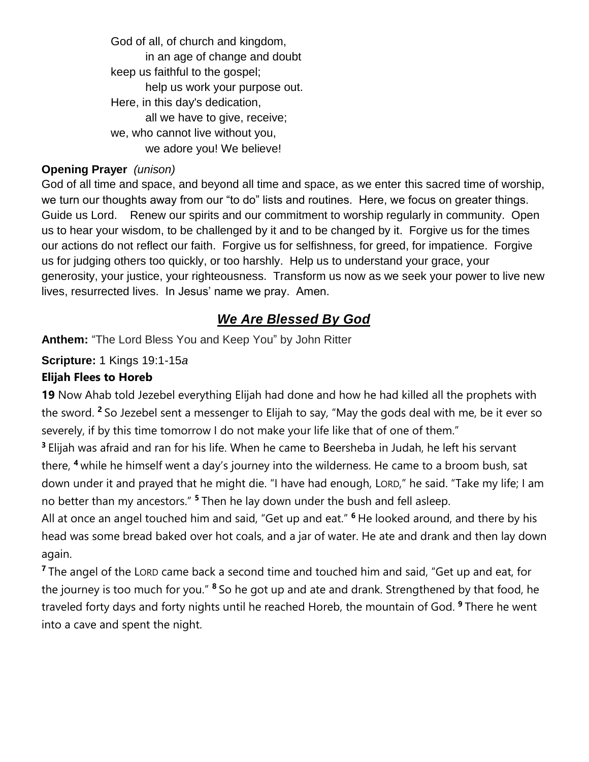God of all, of church and kingdom,
    in an age of change and doubt
keep us faithful to the gospel;
    help us work your purpose out.
Here, in this day's dedication,
    all we have to give, receive;
we, who cannot live without you,
    we adore you! We believe!

**Opening Prayer** *(unison)*
God of all time and space, and beyond all time and space, as we enter this sacred time of worship, we turn our thoughts away from our "to do" lists and routines. Here, we focus on greater things. Guide us Lord. Renew our spirits and our commitment to worship regularly in community. Open us to hear your wisdom, to be challenged by it and to be changed by it. Forgive us for the times our actions do not reflect our faith. Forgive us for selfishness, for greed, for impatience. Forgive us for judging others too quickly, or too harshly. Help us to understand your grace, your generosity, your justice, your righteousness. Transform us now as we seek your power to live new lives, resurrected lives. In Jesus' name we pray. Amen.

## *We Are Blessed By God*

**Anthem:** "The Lord Bless You and Keep You" by John Ritter

**Scripture:** 1 Kings 19:1-15*a*

**Elijah Flees to Horeb**

**19** Now Ahab told Jezebel everything Elijah had done and how he had killed all the prophets with the sword. **2** So Jezebel sent a messenger to Elijah to say, "May the gods deal with me, be it ever so severely, if by this time tomorrow I do not make your life like that of one of them."

**3** Elijah was afraid and ran for his life. When he came to Beersheba in Judah, he left his servant there, **4** while he himself went a day's journey into the wilderness. He came to a broom bush, sat down under it and prayed that he might die. "I have had enough, LORD," he said. "Take my life; I am no better than my ancestors." **5** Then he lay down under the bush and fell asleep.

All at once an angel touched him and said, "Get up and eat." **6** He looked around, and there by his head was some bread baked over hot coals, and a jar of water. He ate and drank and then lay down again.

**7** The angel of the LORD came back a second time and touched him and said, "Get up and eat, for the journey is too much for you." **8** So he got up and ate and drank. Strengthened by that food, he traveled forty days and forty nights until he reached Horeb, the mountain of God. **9** There he went into a cave and spent the night.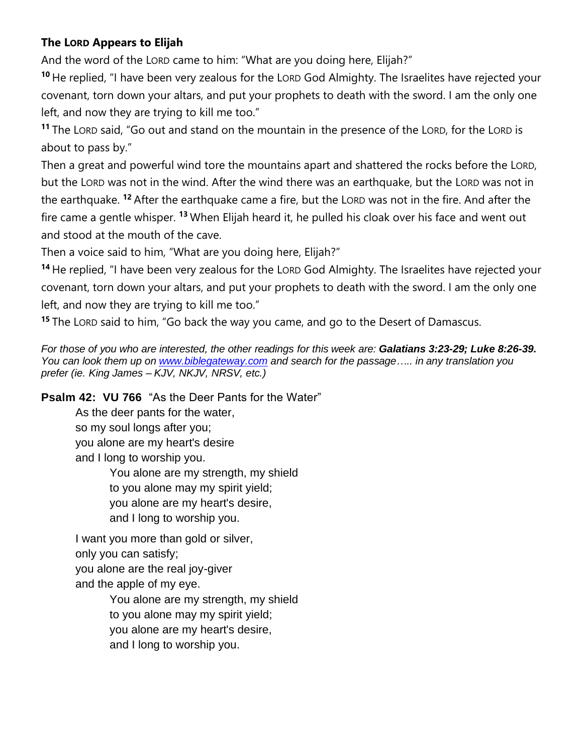**The LORD Appears to Elijah**

And the word of the LORD came to him: "What are you doing here, Elijah?"

[10] He replied, "I have been very zealous for the LORD God Almighty. The Israelites have rejected your covenant, torn down your altars, and put your prophets to death with the sword. I am the only one left, and now they are trying to kill me too."

[11] The LORD said, "Go out and stand on the mountain in the presence of the LORD, for the LORD is about to pass by."

Then a great and powerful wind tore the mountains apart and shattered the rocks before the LORD, but the LORD was not in the wind. After the wind there was an earthquake, but the LORD was not in the earthquake. [12] After the earthquake came a fire, but the LORD was not in the fire. And after the fire came a gentle whisper. [13] When Elijah heard it, he pulled his cloak over his face and went out and stood at the mouth of the cave.

Then a voice said to him, "What are you doing here, Elijah?"

[14] He replied, "I have been very zealous for the LORD God Almighty. The Israelites have rejected your covenant, torn down your altars, and put your prophets to death with the sword. I am the only one left, and now they are trying to kill me too."

[15] The LORD said to him, "Go back the way you came, and go to the Desert of Damascus.

*For those of you who are interested, the other readings for this week are:* ***Galatians 3:23-29; Luke 8:26-39.*** *You can look them up on [www.biblegateway.com](http://www.biblegateway.com) and search for the passage….. in any translation you prefer (ie. King James – KJV, NKJV, NRSV, etc.)*

**Psalm 42: VU 766** "As the Deer Pants for the Water"

As the deer pants for the water,
so my soul longs after you;
you alone are my heart's desire
and I long to worship you.

You alone are my strength, my shield
to you alone may my spirit yield;
you alone are my heart's desire,
and I long to worship you.

I want you more than gold or silver,
only you can satisfy;
you alone are the real joy-giver
and the apple of my eye.

You alone are my strength, my shield
to you alone may my spirit yield;
you alone are my heart's desire,
and I long to worship you.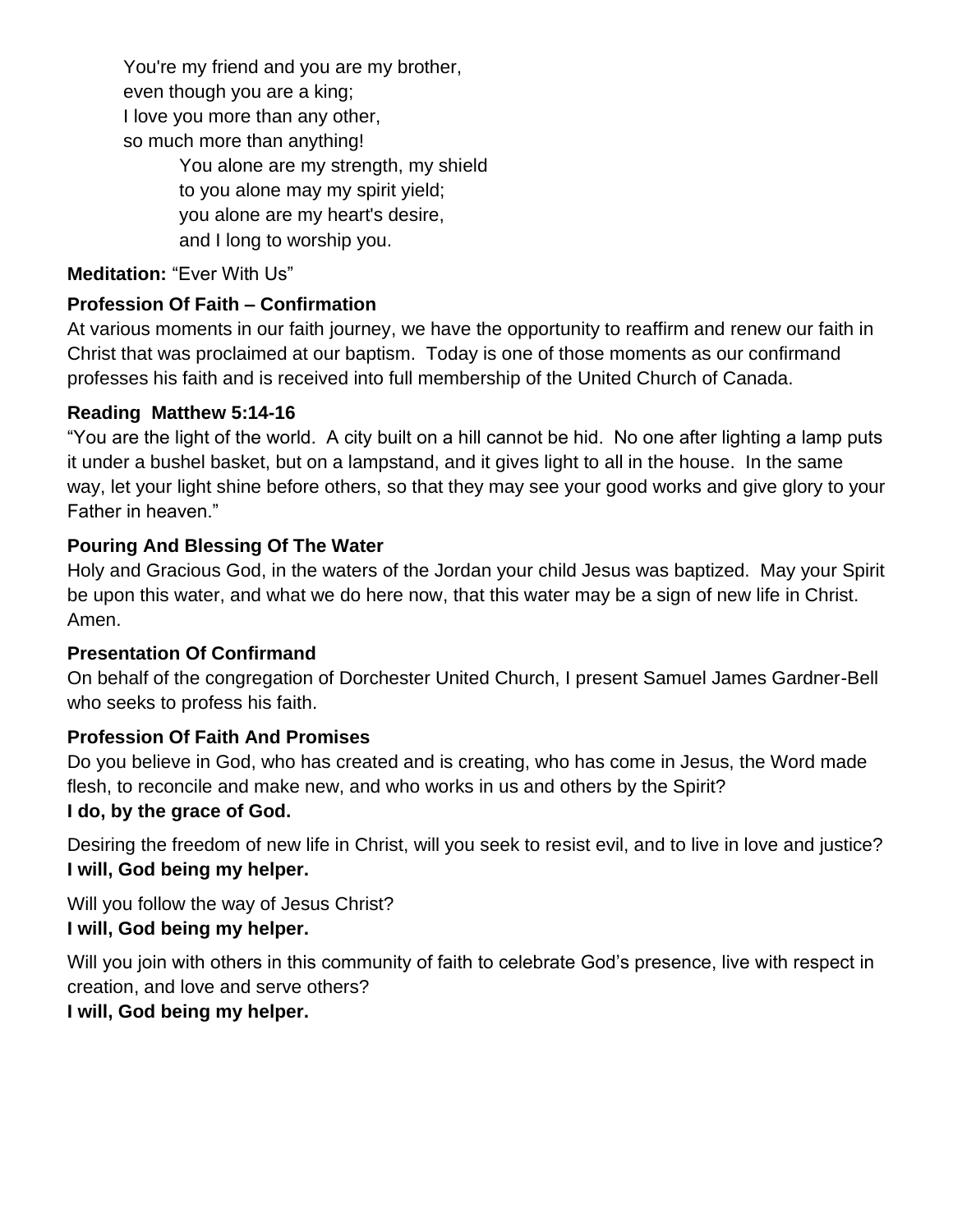You're my friend and you are my brother,
even though you are a king;
I love you more than any other,
so much more than anything!

You alone are my strength, my shield
to you alone may my spirit yield;
you alone are my heart's desire,
and I long to worship you.

**Meditation:** "Ever With Us"

**Profession Of Faith – Confirmation**

At various moments in our faith journey, we have the opportunity to reaffirm and renew our faith in Christ that was proclaimed at our baptism. Today is one of those moments as our confirmand professes his faith and is received into full membership of the United Church of Canada.

**Reading Matthew 5:14-16**

"You are the light of the world. A city built on a hill cannot be hid. No one after lighting a lamp puts it under a bushel basket, but on a lampstand, and it gives light to all in the house. In the same way, let your light shine before others, so that they may see your good works and give glory to your Father in heaven."

**Pouring And Blessing Of The Water**

Holy and Gracious God, in the waters of the Jordan your child Jesus was baptized. May your Spirit be upon this water, and what we do here now, that this water may be a sign of new life in Christ. Amen.

**Presentation Of Confirmand**

On behalf of the congregation of Dorchester United Church, I present Samuel James Gardner-Bell who seeks to profess his faith.

**Profession Of Faith And Promises**

Do you believe in God, who has created and is creating, who has come in Jesus, the Word made flesh, to reconcile and make new, and who works in us and others by the Spirit?
**I do, by the grace of God.**

Desiring the freedom of new life in Christ, will you seek to resist evil, and to live in love and justice?
**I will, God being my helper.**

Will you follow the way of Jesus Christ?
**I will, God being my helper.**

Will you join with others in this community of faith to celebrate God's presence, live with respect in creation, and love and serve others?
**I will, God being my helper.**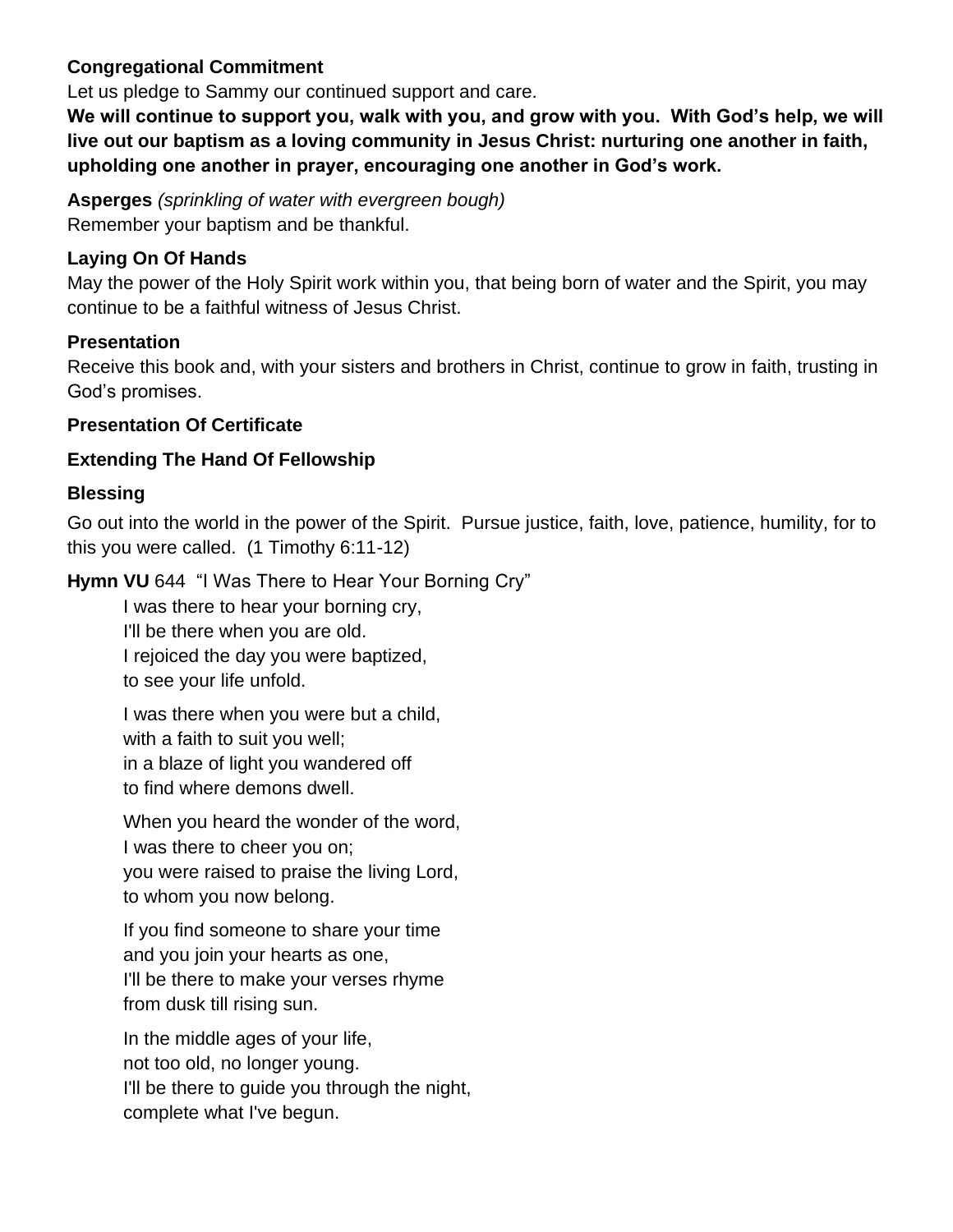**Congregational Commitment**

Let us pledge to Sammy our continued support and care.

**We will continue to support you, walk with you, and grow with you. With God's help, we will live out our baptism as a loving community in Jesus Christ: nurturing one another in faith, upholding one another in prayer, encouraging one another in God's work.**

**Asperges** *(sprinkling of water with evergreen bough)*

Remember your baptism and be thankful.

**Laying On Of Hands**

May the power of the Holy Spirit work within you, that being born of water and the Spirit, you may continue to be a faithful witness of Jesus Christ.

**Presentation**

Receive this book and, with your sisters and brothers in Christ, continue to grow in faith, trusting in God's promises.

**Presentation Of Certificate**

**Extending The Hand Of Fellowship**

**Blessing**

Go out into the world in the power of the Spirit. Pursue justice, faith, love, patience, humility, for to this you were called. (1 Timothy 6:11-12)

**Hymn VU** 644 "I Was There to Hear Your Borning Cry"

I was there to hear your borning cry,
I'll be there when you are old.
I rejoiced the day you were baptized,
to see your life unfold.

I was there when you were but a child,
with a faith to suit you well;
in a blaze of light you wandered off
to find where demons dwell.

When you heard the wonder of the word,
I was there to cheer you on;
you were raised to praise the living Lord,
to whom you now belong.

If you find someone to share your time
and you join your hearts as one,
I'll be there to make your verses rhyme
from dusk till rising sun.

In the middle ages of your life,
not too old, no longer young.
I'll be there to guide you through the night,
complete what I've begun.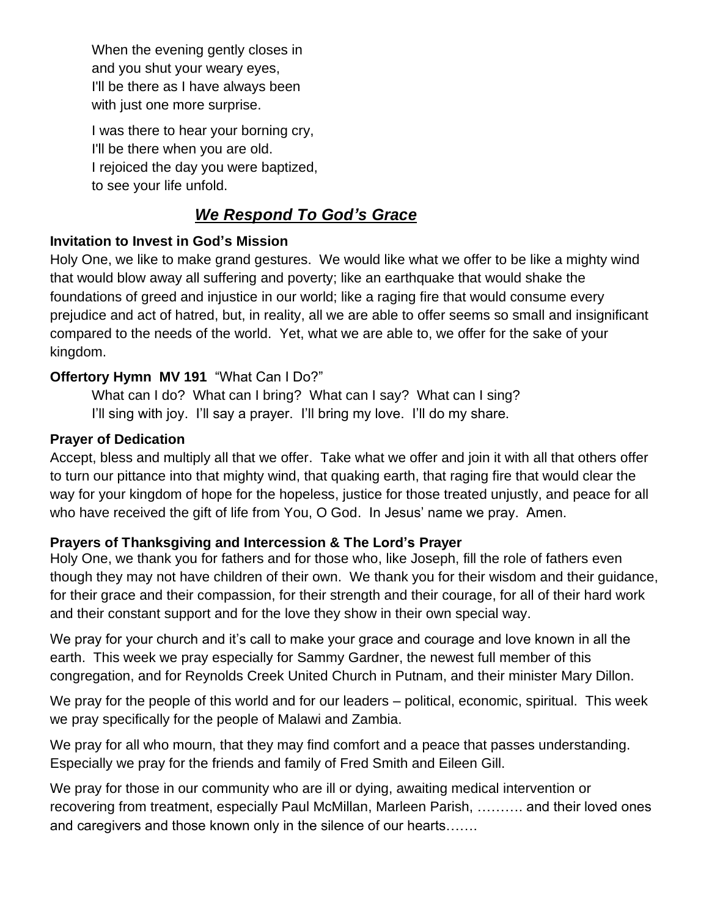When the evening gently closes in
and you shut your weary eyes,
I'll be there as I have always been
with just one more surprise.

I was there to hear your borning cry,
I'll be there when you are old.
I rejoiced the day you were baptized,
to see your life unfold.

## ***We Respond To God's Grace***

**Invitation to Invest in God's Mission**

Holy One, we like to make grand gestures. We would like what we offer to be like a mighty wind that would blow away all suffering and poverty; like an earthquake that would shake the foundations of greed and injustice in our world; like a raging fire that would consume every prejudice and act of hatred, but, in reality, all we are able to offer seems so small and insignificant compared to the needs of the world. Yet, what we are able to, we offer for the sake of your kingdom.

**Offertory Hymn MV 191** "What Can I Do?"

What can I do? What can I bring? What can I say? What can I sing?
I'll sing with joy. I'll say a prayer. I'll bring my love. I'll do my share.

**Prayer of Dedication**

Accept, bless and multiply all that we offer. Take what we offer and join it with all that others offer to turn our pittance into that mighty wind, that quaking earth, that raging fire that would clear the way for your kingdom of hope for the hopeless, justice for those treated unjustly, and peace for all who have received the gift of life from You, O God. In Jesus' name we pray. Amen.

**Prayers of Thanksgiving and Intercession & The Lord's Prayer**

Holy One, we thank you for fathers and for those who, like Joseph, fill the role of fathers even though they may not have children of their own. We thank you for their wisdom and their guidance, for their grace and their compassion, for their strength and their courage, for all of their hard work and their constant support and for the love they show in their own special way.

We pray for your church and it's call to make your grace and courage and love known in all the earth. This week we pray especially for Sammy Gardner, the newest full member of this congregation, and for Reynolds Creek United Church in Putnam, and their minister Mary Dillon.

We pray for the people of this world and for our leaders – political, economic, spiritual. This week we pray specifically for the people of Malawi and Zambia.

We pray for all who mourn, that they may find comfort and a peace that passes understanding. Especially we pray for the friends and family of Fred Smith and Eileen Gill.

We pray for those in our community who are ill or dying, awaiting medical intervention or recovering from treatment, especially Paul McMillan, Marleen Parish, ………. and their loved ones and caregivers and those known only in the silence of our hearts…….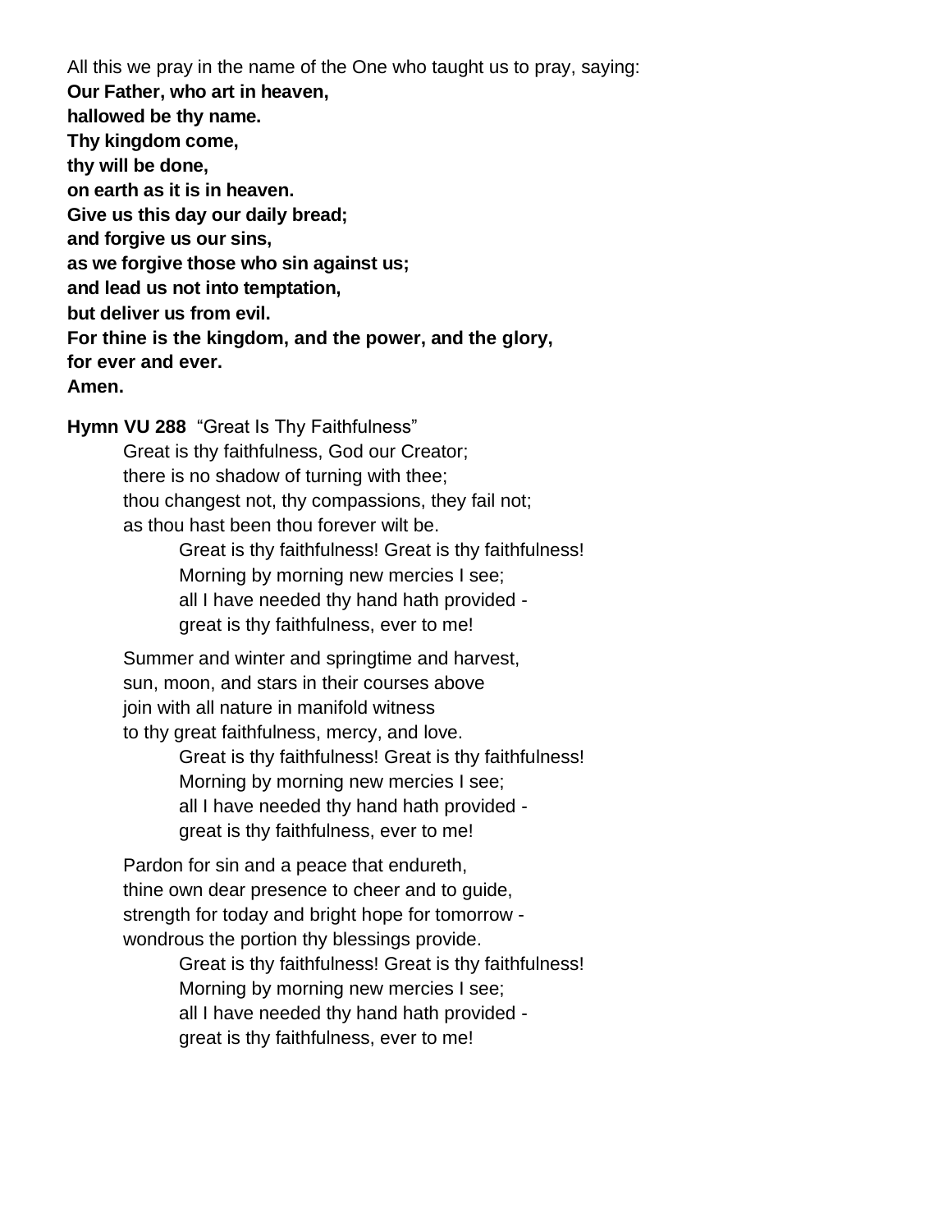All this we pray in the name of the One who taught us to pray, saying:
**Our Father, who art in heaven,**
**hallowed be thy name.**
**Thy kingdom come,**
**thy will be done,**
**on earth as it is in heaven.**
**Give us this day our daily bread;**
**and forgive us our sins,**
**as we forgive those who sin against us;**
**and lead us not into temptation,**
**but deliver us from evil.**
**For thine is the kingdom, and the power, and the glory,**
**for ever and ever.**
**Amen.**

**Hymn VU 288** "Great Is Thy Faithfulness"

Great is thy faithfulness, God our Creator;
there is no shadow of turning with thee;
thou changest not, thy compassions, they fail not;
as thou hast been thou forever wilt be.

> Great is thy faithfulness! Great is thy faithfulness!
> Morning by morning new mercies I see;
> all I have needed thy hand hath provided -
> great is thy faithfulness, ever to me!

Summer and winter and springtime and harvest,
sun, moon, and stars in their courses above
join with all nature in manifold witness
to thy great faithfulness, mercy, and love.

> Great is thy faithfulness! Great is thy faithfulness!
> Morning by morning new mercies I see;
> all I have needed thy hand hath provided -
> great is thy faithfulness, ever to me!

Pardon for sin and a peace that endureth,
thine own dear presence to cheer and to guide,
strength for today and bright hope for tomorrow -
wondrous the portion thy blessings provide.

> Great is thy faithfulness! Great is thy faithfulness!
> Morning by morning new mercies I see;
> all I have needed thy hand hath provided -
> great is thy faithfulness, ever to me!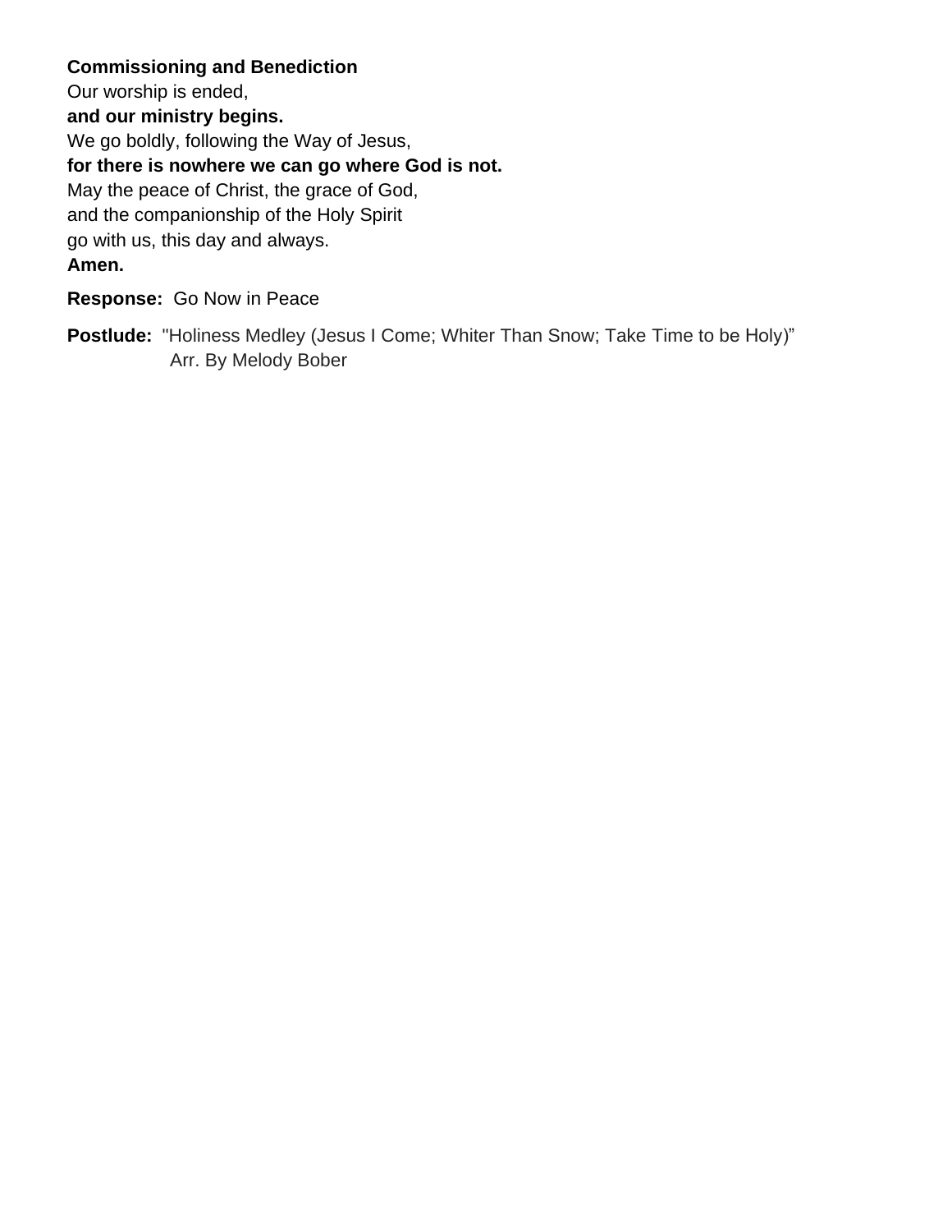**Commissioning and Benediction**
Our worship is ended,
**and our ministry begins.**
We go boldly, following the Way of Jesus,
**for there is nowhere we can go where God is not.**
May the peace of Christ, the grace of God,
and the companionship of the Holy Spirit
go with us, this day and always.
**Amen.**

**Response:** Go Now in Peace

**Postlude:** "Holiness Medley (Jesus I Come; Whiter Than Snow; Take Time to be Holy)"
Arr. By Melody Bober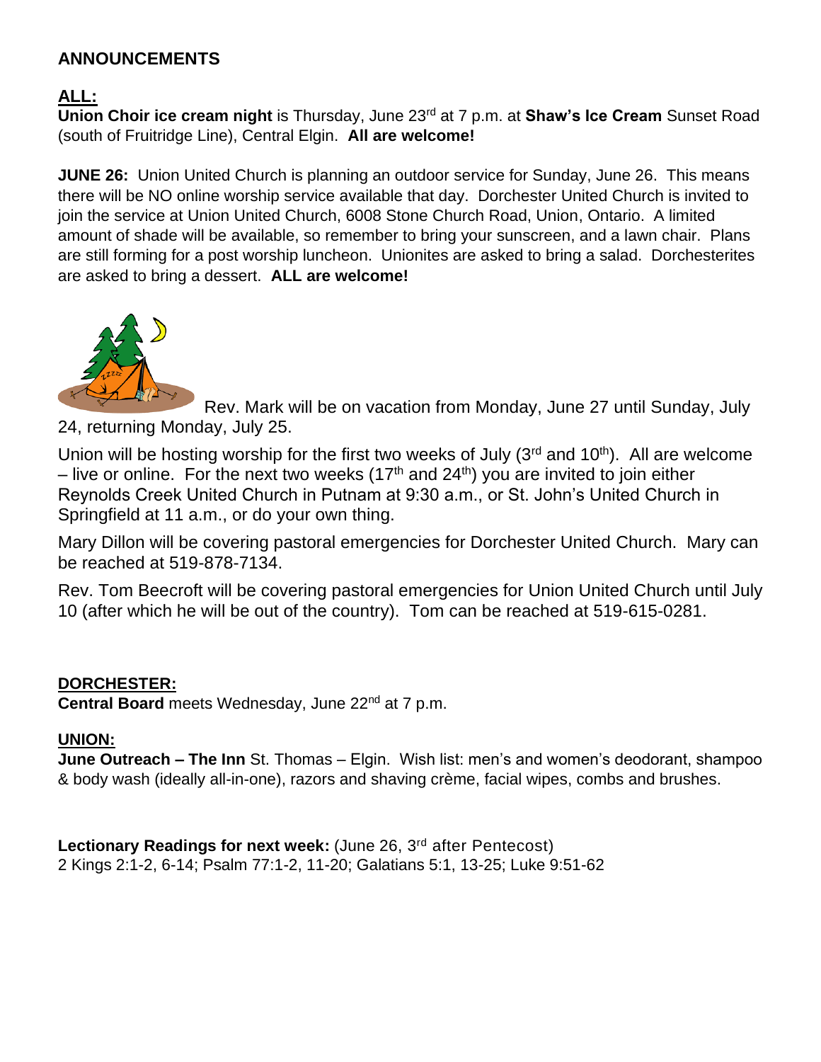## ANNOUNCEMENTS

### ALL:

**Union Choir ice cream night** is Thursday, June 23rd at 7 p.m. at **Shaw's Ice Cream** Sunset Road (south of Fruitridge Line), Central Elgin. **All are welcome!**

**JUNE 26:** Union United Church is planning an outdoor service for Sunday, June 26. This means there will be NO online worship service available that day. Dorchester United Church is invited to join the service at Union United Church, 6008 Stone Church Road, Union, Ontario. A limited amount of shade will be available, so remember to bring your sunscreen, and a lawn chair. Plans are still forming for a post worship luncheon. Unionites are asked to bring a salad. Dorchesterites are asked to bring a dessert. **ALL are welcome!**

Rev. Mark will be on vacation from Monday, June 27 until Sunday, July 24, returning Monday, July 25.

Union will be hosting worship for the first two weeks of July (3rd and 10th). All are welcome – live or online. For the next two weeks (17th and 24th) you are invited to join either Reynolds Creek United Church in Putnam at 9:30 a.m., or St. John's United Church in Springfield at 11 a.m., or do your own thing.

Mary Dillon will be covering pastoral emergencies for Dorchester United Church. Mary can be reached at 519-878-7134.

Rev. Tom Beecroft will be covering pastoral emergencies for Union United Church until July 10 (after which he will be out of the country). Tom can be reached at 519-615-0281.

### DORCHESTER:

**Central Board** meets Wednesday, June 22nd at 7 p.m.

### UNION:

**June Outreach – The Inn** St. Thomas – Elgin. Wish list: men's and women's deodorant, shampoo & body wash (ideally all-in-one), razors and shaving crème, facial wipes, combs and brushes.

**Lectionary Readings for next week:** (June 26, 3rd after Pentecost)
2 Kings 2:1-2, 6-14; Psalm 77:1-2, 11-20; Galatians 5:1, 13-25; Luke 9:51-62